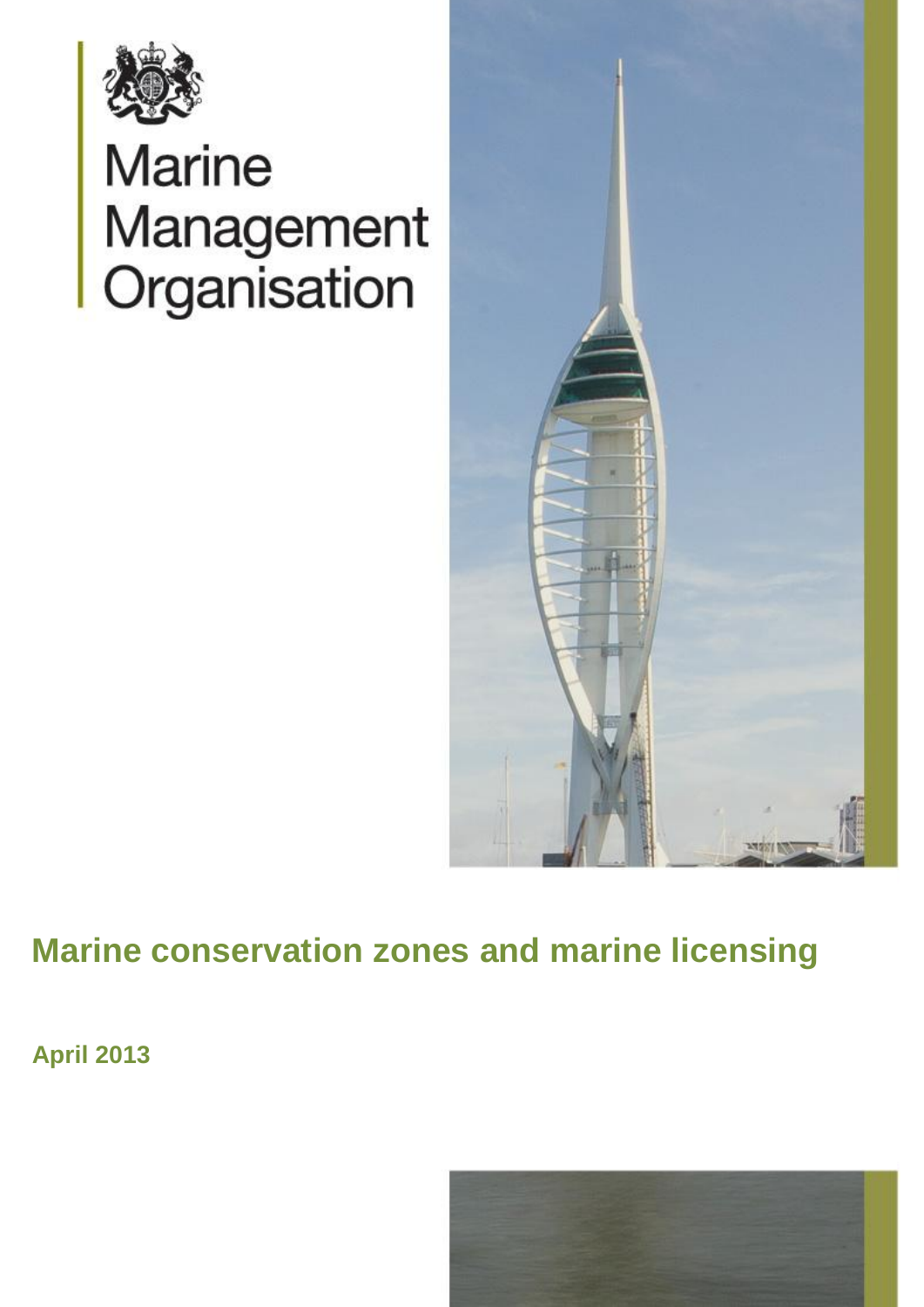Marine Management Organisation

# Marine conservation zones and marine licensing

**April 2013**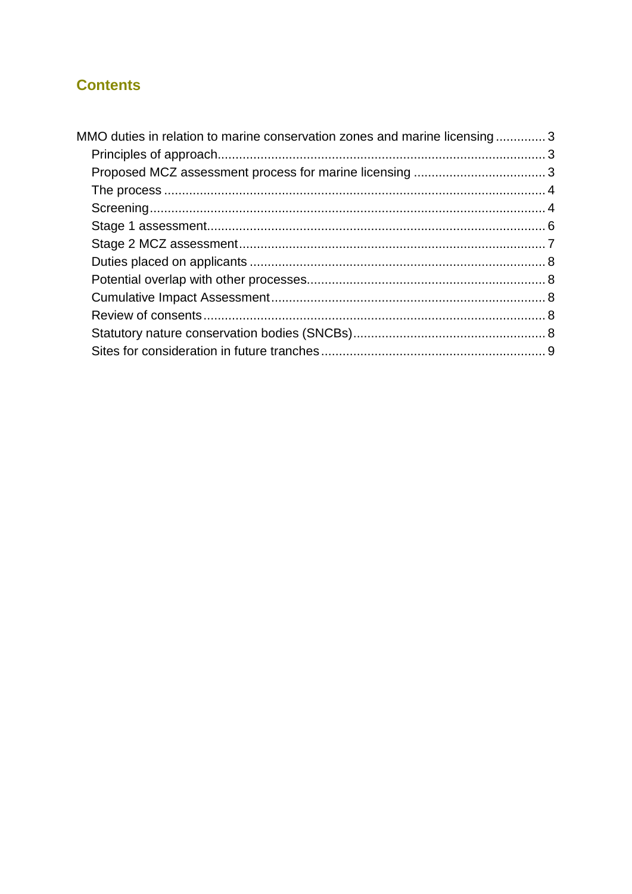## Contents

MMO duties in relation to marine conservation zones and marine licensing ............. 3
- Principles of approach........................................................................................ 3
- Proposed MCZ assessment process for marine licensing .................................... 3
- The process ......................................................................................................... 4
- Screening............................................................................................................. 4
- Stage 1 assessment............................................................................................. 6
- Stage 2 MCZ assessment.................................................................................... 7
- Duties placed on applicants ................................................................................. 8
- Potential overlap with other processes................................................................. 8
- Cumulative Impact Assessment........................................................................... 8
- Review of consents.............................................................................................. 8
- Statutory nature conservation bodies (SNCBs).................................................... 8
- Sites for consideration in future tranches ............................................................. 9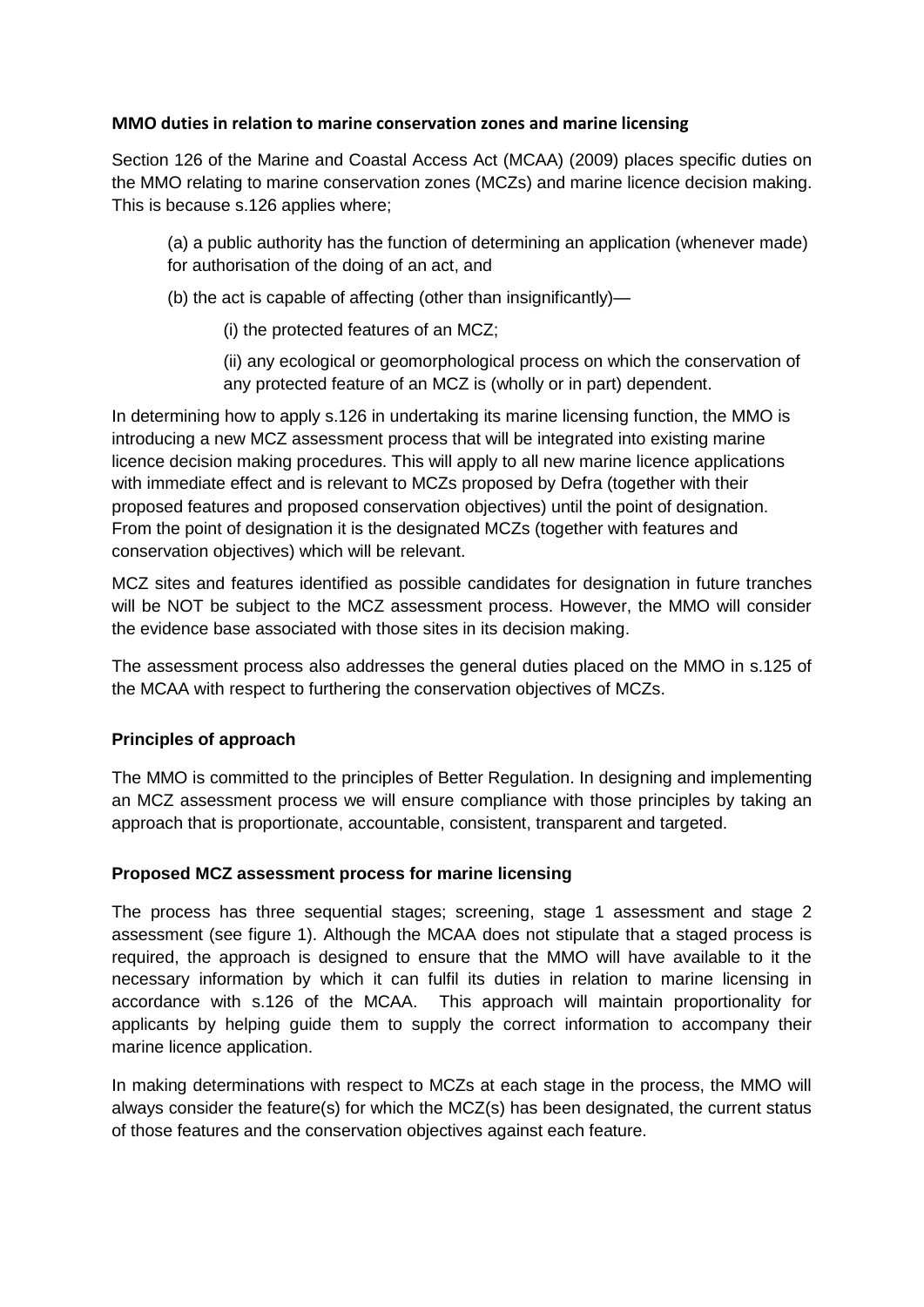**MMO duties in relation to marine conservation zones and marine licensing**

Section 126 of the Marine and Coastal Access Act (MCAA) (2009) places specific duties on the MMO relating to marine conservation zones (MCZs) and marine licence decision making. This is because s.126 applies where;

(a) a public authority has the function of determining an application (whenever made) for authorisation of the doing of an act, and

(b) the act is capable of affecting (other than insignificantly)—

(i) the protected features of an MCZ;

(ii) any ecological or geomorphological process on which the conservation of any protected feature of an MCZ is (wholly or in part) dependent.

In determining how to apply s.126 in undertaking its marine licensing function, the MMO is introducing a new MCZ assessment process that will be integrated into existing marine licence decision making procedures. This will apply to all new marine licence applications with immediate effect and is relevant to MCZs proposed by Defra (together with their proposed features and proposed conservation objectives) until the point of designation. From the point of designation it is the designated MCZs (together with features and conservation objectives) which will be relevant.

MCZ sites and features identified as possible candidates for designation in future tranches will be NOT be subject to the MCZ assessment process. However, the MMO will consider the evidence base associated with those sites in its decision making.

The assessment process also addresses the general duties placed on the MMO in s.125 of the MCAA with respect to furthering the conservation objectives of MCZs.

**Principles of approach**

The MMO is committed to the principles of Better Regulation. In designing and implementing an MCZ assessment process we will ensure compliance with those principles by taking an approach that is proportionate, accountable, consistent, transparent and targeted.

**Proposed MCZ assessment process for marine licensing**

The process has three sequential stages; screening, stage 1 assessment and stage 2 assessment (see figure 1). Although the MCAA does not stipulate that a staged process is required, the approach is designed to ensure that the MMO will have available to it the necessary information by which it can fulfil its duties in relation to marine licensing in accordance with s.126 of the MCAA. This approach will maintain proportionality for applicants by helping guide them to supply the correct information to accompany their marine licence application.

In making determinations with respect to MCZs at each stage in the process, the MMO will always consider the feature(s) for which the MCZ(s) has been designated, the current status of those features and the conservation objectives against each feature.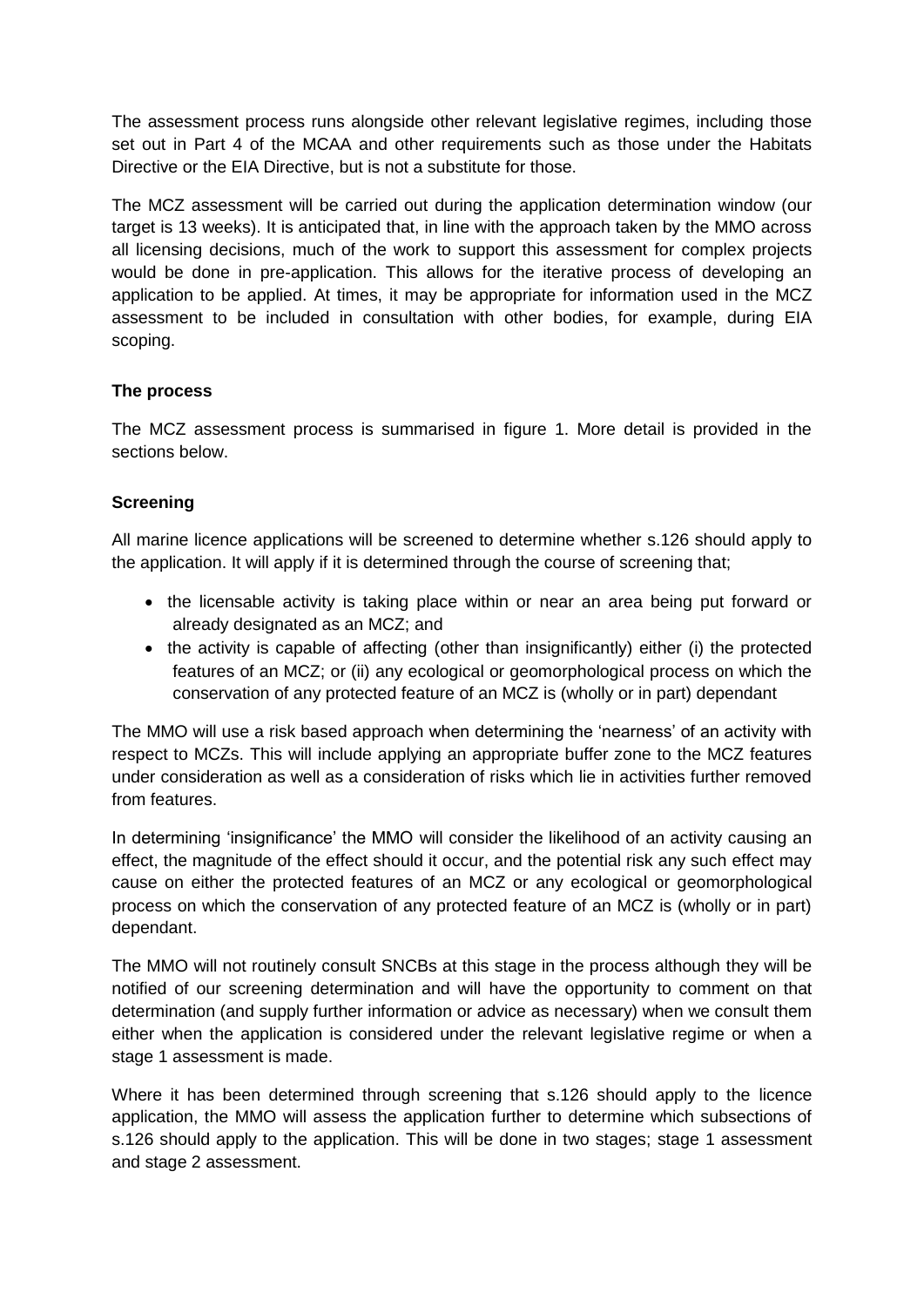The assessment process runs alongside other relevant legislative regimes, including those set out in Part 4 of the MCAA and other requirements such as those under the Habitats Directive or the EIA Directive, but is not a substitute for those.

The MCZ assessment will be carried out during the application determination window (our target is 13 weeks). It is anticipated that, in line with the approach taken by the MMO across all licensing decisions, much of the work to support this assessment for complex projects would be done in pre-application. This allows for the iterative process of developing an application to be applied. At times, it may be appropriate for information used in the MCZ assessment to be included in consultation with other bodies, for example, during EIA scoping.

**The process**

The MCZ assessment process is summarised in figure 1. More detail is provided in the sections below.

**Screening**

All marine licence applications will be screened to determine whether s.126 should apply to the application. It will apply if it is determined through the course of screening that;

- the licensable activity is taking place within or near an area being put forward or already designated as an MCZ; and
- the activity is capable of affecting (other than insignificantly) either (i) the protected features of an MCZ; or (ii) any ecological or geomorphological process on which the conservation of any protected feature of an MCZ is (wholly or in part) dependant

The MMO will use a risk based approach when determining the 'nearness' of an activity with respect to MCZs. This will include applying an appropriate buffer zone to the MCZ features under consideration as well as a consideration of risks which lie in activities further removed from features.

In determining 'insignificance' the MMO will consider the likelihood of an activity causing an effect, the magnitude of the effect should it occur, and the potential risk any such effect may cause on either the protected features of an MCZ or any ecological or geomorphological process on which the conservation of any protected feature of an MCZ is (wholly or in part) dependant.

The MMO will not routinely consult SNCBs at this stage in the process although they will be notified of our screening determination and will have the opportunity to comment on that determination (and supply further information or advice as necessary) when we consult them either when the application is considered under the relevant legislative regime or when a stage 1 assessment is made.

Where it has been determined through screening that s.126 should apply to the licence application, the MMO will assess the application further to determine which subsections of s.126 should apply to the application. This will be done in two stages; stage 1 assessment and stage 2 assessment.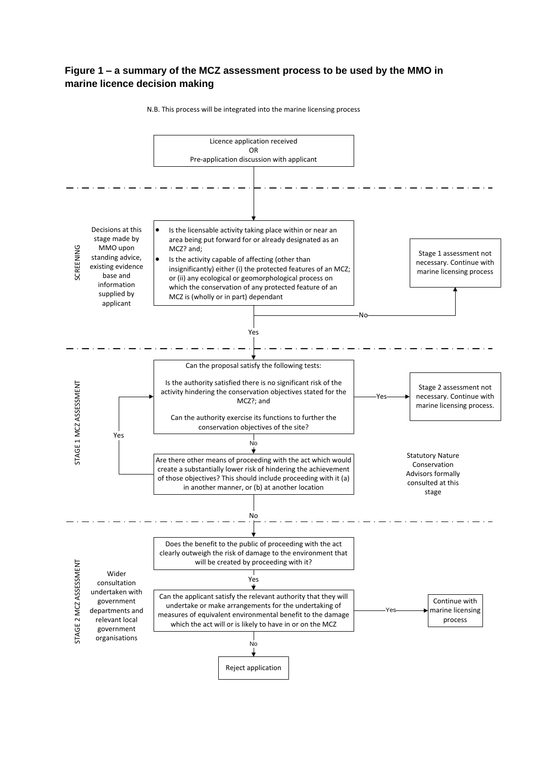### Figure 1 – a summary of the MCZ assessment process to be used by the MMO in marine licence decision making

N.B. This process will be integrated into the marine licensing process

Licence application received
OR
Pre-application discussion with applicant

**SCREENING**

Decisions at this stage made by MMO upon standing advice, existing evidence base and information supplied by applicant

- Is the licensable activity taking place within or near an area being put forward for or already designated as an MCZ? and;
- Is the activity capable of affecting (other than insignificantly) either (i) the protected features of an MCZ; or (ii) any ecological or geomorphological process on which the conservation of any protected feature of an MCZ is (wholly or in part) dependant

No → Stage 1 assessment not necessary. Continue with marine licensing process

Yes ↓

**STAGE 1 MCZ ASSESSMENT**

Can the proposal satisfy the following tests:

Is the authority satisfied there is no significant risk of the activity hindering the conservation objectives stated for the MCZ?; and

Can the authority exercise its functions to further the conservation objectives of the site?

Yes → Stage 2 assessment not necessary. Continue with marine licensing process.

No ↓

Are there other means of proceeding with the act which would create a substantially lower risk of hindering the achievement of those objectives? This should include proceeding with it (a) in another manner, or (b) at another location

Yes → (return to Stage 1 tests)

Statutory Nature Conservation Advisors formally consulted at this stage

No ↓

**STAGE 2 MCZ ASSESSMENT**

Wider consultation undertaken with government departments and relevant local government organisations

Does the benefit to the public of proceeding with the act clearly outweigh the risk of damage to the environment that will be created by proceeding with it?

Yes ↓

Can the applicant satisfy the relevant authority that they will undertake or make arrangements for the undertaking of measures of equivalent environmental benefit to the damage which the act will or is likely to have in or on the MCZ

Yes → Continue with marine licensing process

No ↓

Reject application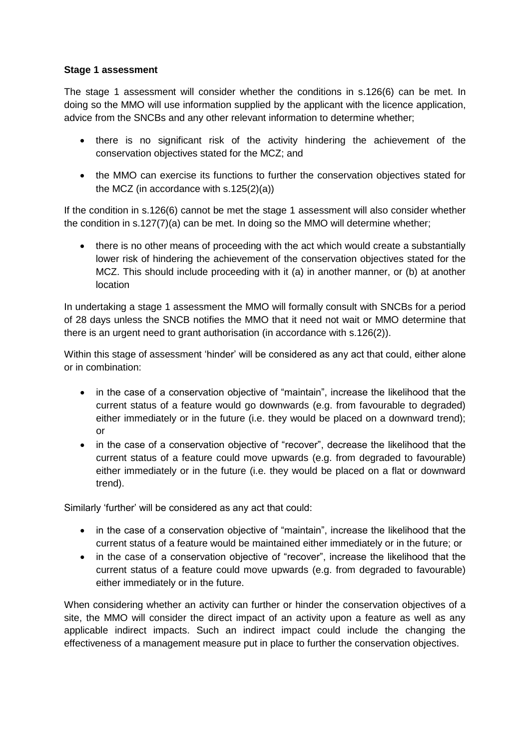**Stage 1 assessment**

The stage 1 assessment will consider whether the conditions in s.126(6) can be met. In doing so the MMO will use information supplied by the applicant with the licence application, advice from the SNCBs and any other relevant information to determine whether;

- there is no significant risk of the activity hindering the achievement of the conservation objectives stated for the MCZ; and
- the MMO can exercise its functions to further the conservation objectives stated for the MCZ (in accordance with s.125(2)(a))

If the condition in s.126(6) cannot be met the stage 1 assessment will also consider whether the condition in s.127(7)(a) can be met. In doing so the MMO will determine whether;

- there is no other means of proceeding with the act which would create a substantially lower risk of hindering the achievement of the conservation objectives stated for the MCZ. This should include proceeding with it (a) in another manner, or (b) at another location

In undertaking a stage 1 assessment the MMO will formally consult with SNCBs for a period of 28 days unless the SNCB notifies the MMO that it need not wait or MMO determine that there is an urgent need to grant authorisation (in accordance with s.126(2)).

Within this stage of assessment 'hinder' will be considered as any act that could, either alone or in combination:

- in the case of a conservation objective of "maintain", increase the likelihood that the current status of a feature would go downwards (e.g. from favourable to degraded) either immediately or in the future (i.e. they would be placed on a downward trend); or
- in the case of a conservation objective of "recover", decrease the likelihood that the current status of a feature could move upwards (e.g. from degraded to favourable) either immediately or in the future (i.e. they would be placed on a flat or downward trend).

Similarly 'further' will be considered as any act that could:

- in the case of a conservation objective of "maintain", increase the likelihood that the current status of a feature would be maintained either immediately or in the future; or
- in the case of a conservation objective of "recover", increase the likelihood that the current status of a feature could move upwards (e.g. from degraded to favourable) either immediately or in the future.

When considering whether an activity can further or hinder the conservation objectives of a site, the MMO will consider the direct impact of an activity upon a feature as well as any applicable indirect impacts. Such an indirect impact could include the changing the effectiveness of a management measure put in place to further the conservation objectives.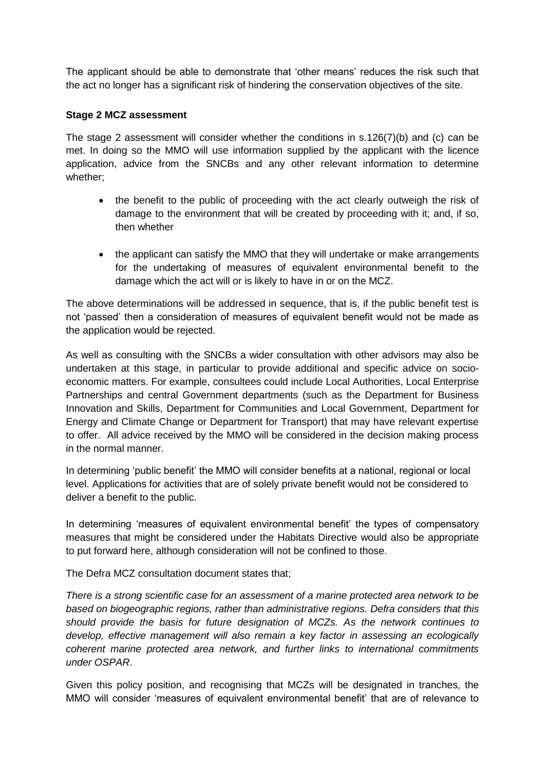The applicant should be able to demonstrate that 'other means' reduces the risk such that the act no longer has a significant risk of hindering the conservation objectives of the site.

**Stage 2 MCZ assessment**

The stage 2 assessment will consider whether the conditions in s.126(7)(b) and (c) can be met. In doing so the MMO will use information supplied by the applicant with the licence application, advice from the SNCBs and any other relevant information to determine whether;

- the benefit to the public of proceeding with the act clearly outweigh the risk of damage to the environment that will be created by proceeding with it; and, if so, then whether
- the applicant can satisfy the MMO that they will undertake or make arrangements for the undertaking of measures of equivalent environmental benefit to the damage which the act will or is likely to have in or on the MCZ.

The above determinations will be addressed in sequence, that is, if the public benefit test is not 'passed' then a consideration of measures of equivalent benefit would not be made as the application would be rejected.

As well as consulting with the SNCBs a wider consultation with other advisors may also be undertaken at this stage, in particular to provide additional and specific advice on socio-economic matters. For example, consultees could include Local Authorities, Local Enterprise Partnerships and central Government departments (such as the Department for Business Innovation and Skills, Department for Communities and Local Government, Department for Energy and Climate Change or Department for Transport) that may have relevant expertise to offer. All advice received by the MMO will be considered in the decision making process in the normal manner.

In determining 'public benefit' the MMO will consider benefits at a national, regional or local level. Applications for activities that are of solely private benefit would not be considered to deliver a benefit to the public.

In determining 'measures of equivalent environmental benefit' the types of compensatory measures that might be considered under the Habitats Directive would also be appropriate to put forward here, although consideration will not be confined to those.

The Defra MCZ consultation document states that;

*There is a strong scientific case for an assessment of a marine protected area network to be based on biogeographic regions, rather than administrative regions. Defra considers that this should provide the basis for future designation of MCZs. As the network continues to develop, effective management will also remain a key factor in assessing an ecologically coherent marine protected area network, and further links to international commitments under OSPAR*.

Given this policy position, and recognising that MCZs will be designated in tranches, the MMO will consider 'measures of equivalent environmental benefit' that are of relevance to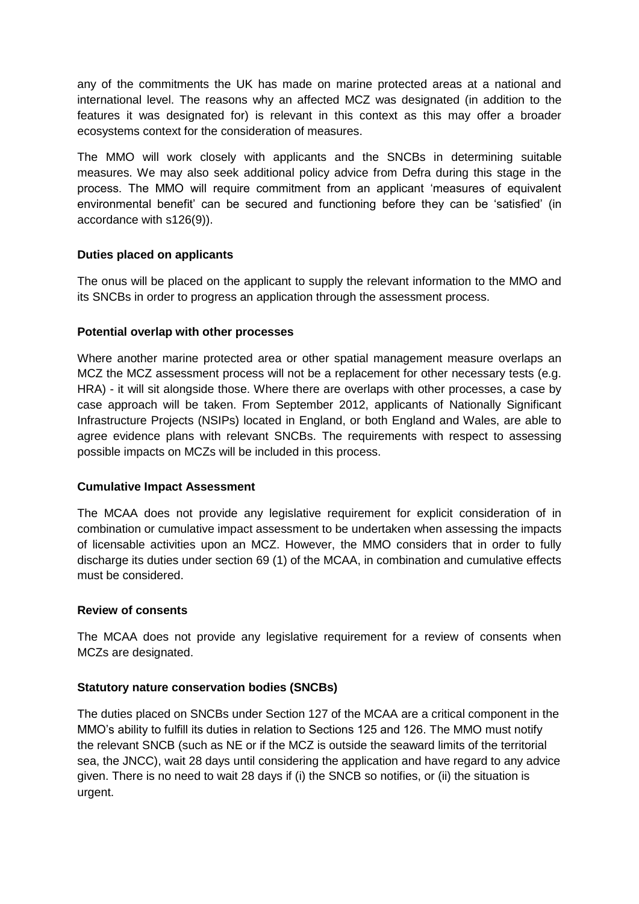any of the commitments the UK has made on marine protected areas at a national and international level. The reasons why an affected MCZ was designated (in addition to the features it was designated for) is relevant in this context as this may offer a broader ecosystems context for the consideration of measures.

The MMO will work closely with applicants and the SNCBs in determining suitable measures. We may also seek additional policy advice from Defra during this stage in the process. The MMO will require commitment from an applicant 'measures of equivalent environmental benefit' can be secured and functioning before they can be 'satisfied' (in accordance with s126(9)).

**Duties placed on applicants**

The onus will be placed on the applicant to supply the relevant information to the MMO and its SNCBs in order to progress an application through the assessment process.

**Potential overlap with other processes**

Where another marine protected area or other spatial management measure overlaps an MCZ the MCZ assessment process will not be a replacement for other necessary tests (e.g. HRA) - it will sit alongside those. Where there are overlaps with other processes, a case by case approach will be taken. From September 2012, applicants of Nationally Significant Infrastructure Projects (NSIPs) located in England, or both England and Wales, are able to agree evidence plans with relevant SNCBs. The requirements with respect to assessing possible impacts on MCZs will be included in this process.

**Cumulative Impact Assessment**

The MCAA does not provide any legislative requirement for explicit consideration of in combination or cumulative impact assessment to be undertaken when assessing the impacts of licensable activities upon an MCZ. However, the MMO considers that in order to fully discharge its duties under section 69 (1) of the MCAA, in combination and cumulative effects must be considered.

**Review of consents**

The MCAA does not provide any legislative requirement for a review of consents when MCZs are designated.

**Statutory nature conservation bodies (SNCBs)**

The duties placed on SNCBs under Section 127 of the MCAA are a critical component in the MMO's ability to fulfill its duties in relation to Sections 125 and 126. The MMO must notify the relevant SNCB (such as NE or if the MCZ is outside the seaward limits of the territorial sea, the JNCC), wait 28 days until considering the application and have regard to any advice given. There is no need to wait 28 days if (i) the SNCB so notifies, or (ii) the situation is urgent.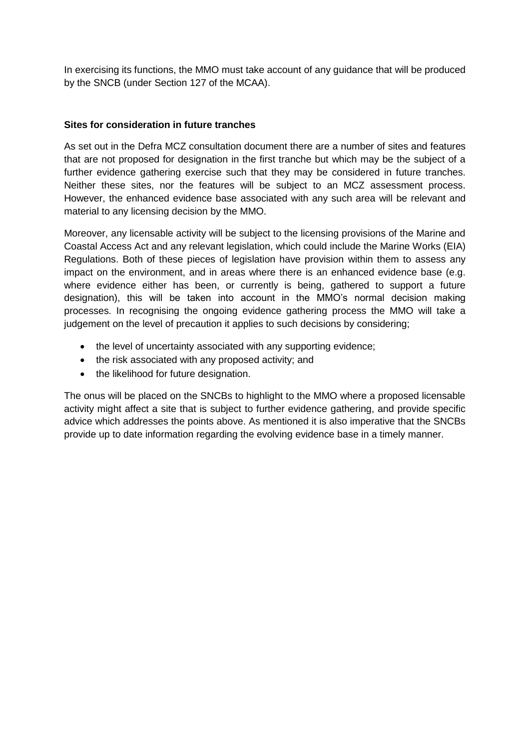In exercising its functions, the MMO must take account of any guidance that will be produced by the SNCB (under Section 127 of the MCAA).

**Sites for consideration in future tranches**

As set out in the Defra MCZ consultation document there are a number of sites and features that are not proposed for designation in the first tranche but which may be the subject of a further evidence gathering exercise such that they may be considered in future tranches. Neither these sites, nor the features will be subject to an MCZ assessment process. However, the enhanced evidence base associated with any such area will be relevant and material to any licensing decision by the MMO.

Moreover, any licensable activity will be subject to the licensing provisions of the Marine and Coastal Access Act and any relevant legislation, which could include the Marine Works (EIA) Regulations. Both of these pieces of legislation have provision within them to assess any impact on the environment, and in areas where there is an enhanced evidence base (e.g. where evidence either has been, or currently is being, gathered to support a future designation), this will be taken into account in the MMO's normal decision making processes. In recognising the ongoing evidence gathering process the MMO will take a judgement on the level of precaution it applies to such decisions by considering;

- the level of uncertainty associated with any supporting evidence;
- the risk associated with any proposed activity; and
- the likelihood for future designation.

The onus will be placed on the SNCBs to highlight to the MMO where a proposed licensable activity might affect a site that is subject to further evidence gathering, and provide specific advice which addresses the points above. As mentioned it is also imperative that the SNCBs provide up to date information regarding the evolving evidence base in a timely manner.